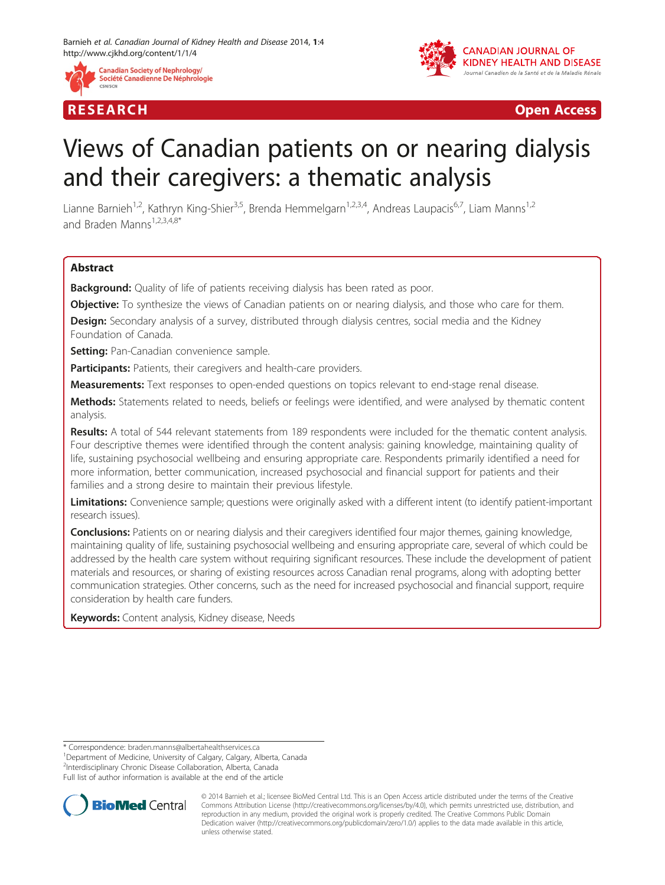RESEARCH Open Access

# Views of Canadian patients on or nearing dialysis and their caregivers: a thematic analysis

Lianne Barnieh[1,2], Kathryn King-Shier[3,5], Brenda Hemmelgarn[1,2,3,4], Andreas Laupacis[6,7], Liam Manns[1,2] and Braden Manns[1,2,3,4,8*]

## Abstract

**Background:** Quality of life of patients receiving dialysis has been rated as poor.

**Objective:** To synthesize the views of Canadian patients on or nearing dialysis, and those who care for them.

**Design:** Secondary analysis of a survey, distributed through dialysis centres, social media and the Kidney Foundation of Canada.

**Setting:** Pan-Canadian convenience sample.

**Participants:** Patients, their caregivers and health-care providers.

**Measurements:** Text responses to open-ended questions on topics relevant to end-stage renal disease.

**Methods:** Statements related to needs, beliefs or feelings were identified, and were analysed by thematic content analysis.

**Results:** A total of 544 relevant statements from 189 respondents were included for the thematic content analysis. Four descriptive themes were identified through the content analysis: gaining knowledge, maintaining quality of life, sustaining psychosocial wellbeing and ensuring appropriate care. Respondents primarily identified a need for more information, better communication, increased psychosocial and financial support for patients and their families and a strong desire to maintain their previous lifestyle.

**Limitations:** Convenience sample; questions were originally asked with a different intent (to identify patient-important research issues).

**Conclusions:** Patients on or nearing dialysis and their caregivers identified four major themes, gaining knowledge, maintaining quality of life, sustaining psychosocial wellbeing and ensuring appropriate care, several of which could be addressed by the health care system without requiring significant resources. These include the development of patient materials and resources, or sharing of existing resources across Canadian renal programs, along with adopting better communication strategies. Other concerns, such as the need for increased psychosocial and financial support, require consideration by health care funders.

**Keywords:** Content analysis, Kidney disease, Needs

---

\* Correspondence: braden.manns@albertahealthservices.ca
[1]Department of Medicine, University of Calgary, Calgary, Alberta, Canada
[2]Interdisciplinary Chronic Disease Collaboration, Alberta, Canada
Full list of author information is available at the end of the article

© 2014 Barnieh et al.; licensee BioMed Central Ltd. This is an Open Access article distributed under the terms of the Creative Commons Attribution License (http://creativecommons.org/licenses/by/4.0), which permits unrestricted use, distribution, and reproduction in any medium, provided the original work is properly credited. The Creative Commons Public Domain Dedication waiver (http://creativecommons.org/publicdomain/zero/1.0/) applies to the data made available in this article, unless otherwise stated.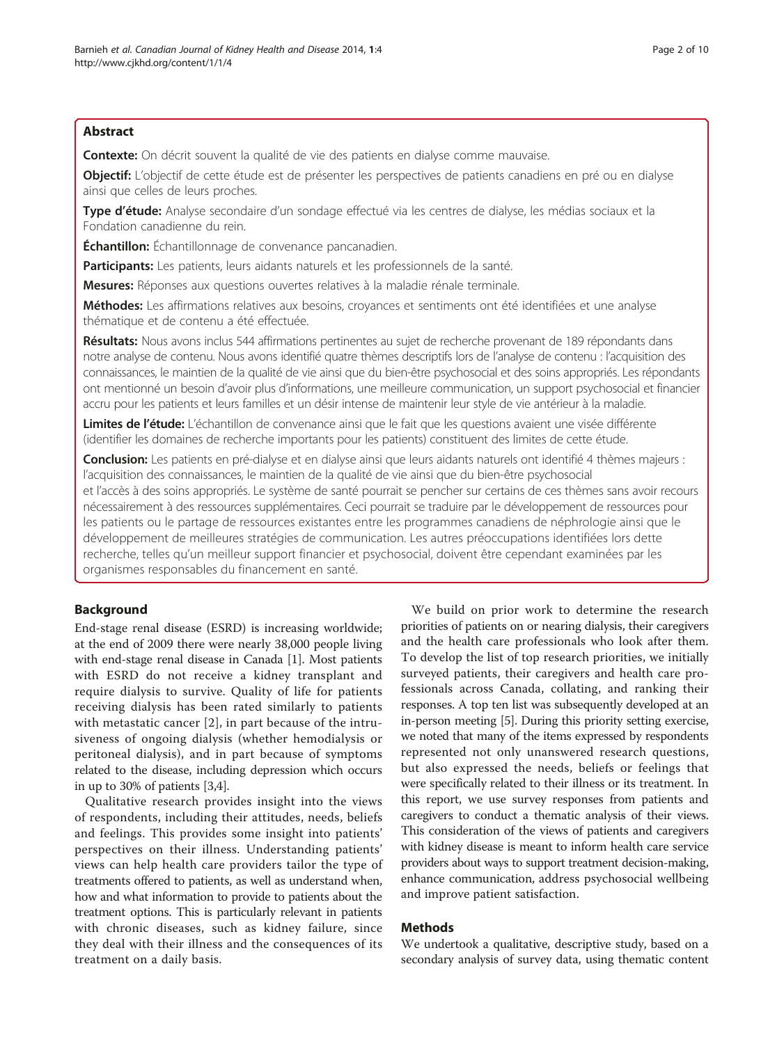## Abstract

**Contexte:** On décrit souvent la qualité de vie des patients en dialyse comme mauvaise.

**Objectif:** L'objectif de cette étude est de présenter les perspectives de patients canadiens en pré ou en dialyse ainsi que celles de leurs proches.

**Type d'étude:** Analyse secondaire d'un sondage effectué via les centres de dialyse, les médias sociaux et la Fondation canadienne du rein.

**Échantillon:** Échantillonnage de convenance pancanadien.

**Participants:** Les patients, leurs aidants naturels et les professionnels de la santé.

**Mesures:** Réponses aux questions ouvertes relatives à la maladie rénale terminale.

**Méthodes:** Les affirmations relatives aux besoins, croyances et sentiments ont été identifiées et une analyse thématique et de contenu a été effectuée.

**Résultats:** Nous avons inclus 544 affirmations pertinentes au sujet de recherche provenant de 189 répondants dans notre analyse de contenu. Nous avons identifié quatre thèmes descriptifs lors de l'analyse de contenu : l'acquisition des connaissances, le maintien de la qualité de vie ainsi que du bien-être psychosocial et des soins appropriés. Les répondants ont mentionné un besoin d'avoir plus d'informations, une meilleure communication, un support psychosocial et financier accru pour les patients et leurs familles et un désir intense de maintenir leur style de vie antérieur à la maladie.

**Limites de l'étude:** L'échantillon de convenance ainsi que le fait que les questions avaient une visée différente (identifier les domaines de recherche importants pour les patients) constituent des limites de cette étude.

**Conclusion:** Les patients en pré-dialyse et en dialyse ainsi que leurs aidants naturels ont identifié 4 thèmes majeurs : l'acquisition des connaissances, le maintien de la qualité de vie ainsi que du bien-être psychosocial et l'accès à des soins appropriés. Le système de santé pourrait se pencher sur certains de ces thèmes sans avoir recours nécessairement à des ressources supplémentaires. Ceci pourrait se traduire par le développement de ressources pour les patients ou le partage de ressources existantes entre les programmes canadiens de néphrologie ainsi que le développement de meilleures stratégies de communication. Les autres préoccupations identifiées lors dette recherche, telles qu'un meilleur support financier et psychosocial, doivent être cependant examinées par les organismes responsables du financement en santé.

## Background

End-stage renal disease (ESRD) is increasing worldwide; at the end of 2009 there were nearly 38,000 people living with end-stage renal disease in Canada [1]. Most patients with ESRD do not receive a kidney transplant and require dialysis to survive. Quality of life for patients receiving dialysis has been rated similarly to patients with metastatic cancer [2], in part because of the intrusiveness of ongoing dialysis (whether hemodialysis or peritoneal dialysis), and in part because of symptoms related to the disease, including depression which occurs in up to 30% of patients [3,4].

Qualitative research provides insight into the views of respondents, including their attitudes, needs, beliefs and feelings. This provides some insight into patients' perspectives on their illness. Understanding patients' views can help health care providers tailor the type of treatments offered to patients, as well as understand when, how and what information to provide to patients about the treatment options. This is particularly relevant in patients with chronic diseases, such as kidney failure, since they deal with their illness and the consequences of its treatment on a daily basis.

We build on prior work to determine the research priorities of patients on or nearing dialysis, their caregivers and the health care professionals who look after them. To develop the list of top research priorities, we initially surveyed patients, their caregivers and health care professionals across Canada, collating, and ranking their responses. A top ten list was subsequently developed at an in-person meeting [5]. During this priority setting exercise, we noted that many of the items expressed by respondents represented not only unanswered research questions, but also expressed the needs, beliefs or feelings that were specifically related to their illness or its treatment. In this report, we use survey responses from patients and caregivers to conduct a thematic analysis of their views. This consideration of the views of patients and caregivers with kidney disease is meant to inform health care service providers about ways to support treatment decision-making, enhance communication, address psychosocial wellbeing and improve patient satisfaction.

## Methods

We undertook a qualitative, descriptive study, based on a secondary analysis of survey data, using thematic content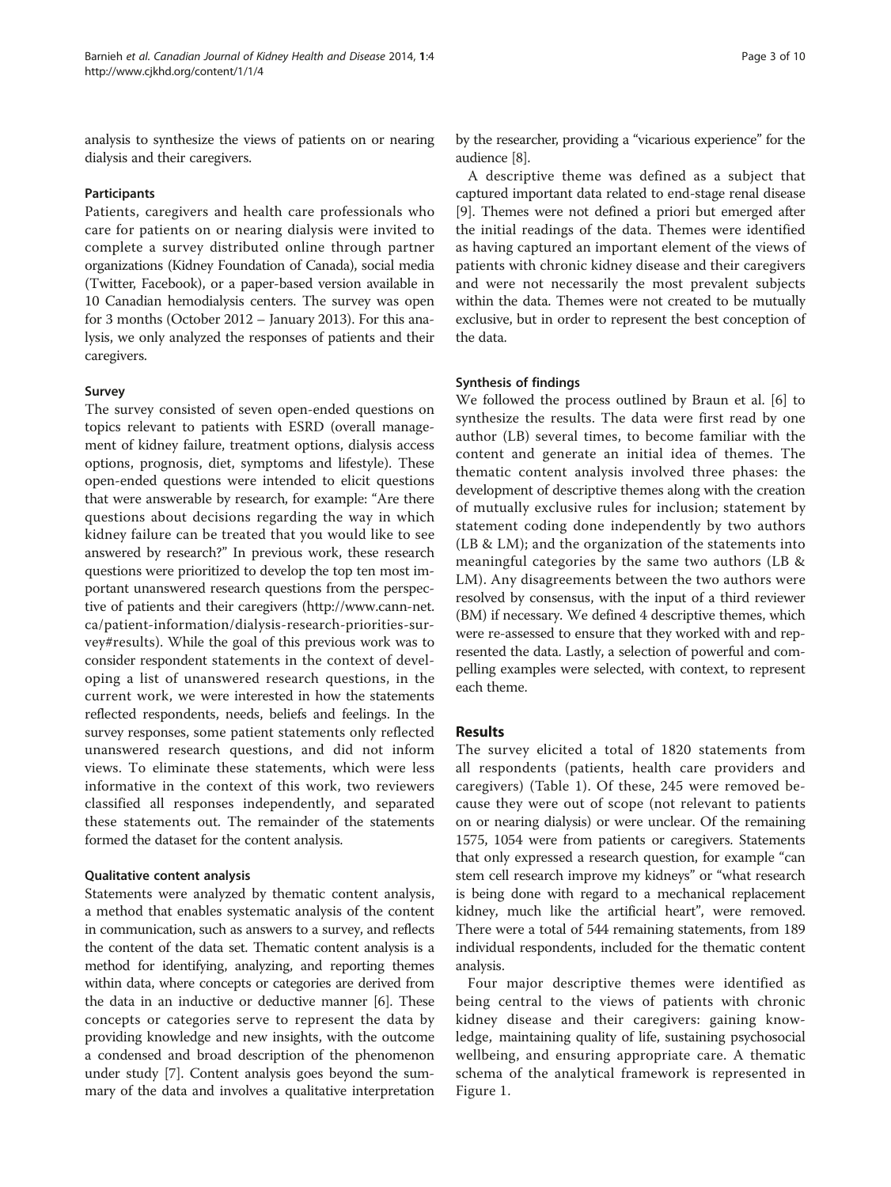analysis to synthesize the views of patients on or nearing dialysis and their caregivers.

### Participants

Patients, caregivers and health care professionals who care for patients on or nearing dialysis were invited to complete a survey distributed online through partner organizations (Kidney Foundation of Canada), social media (Twitter, Facebook), or a paper-based version available in 10 Canadian hemodialysis centers. The survey was open for 3 months (October 2012 – January 2013). For this analysis, we only analyzed the responses of patients and their caregivers.

### Survey

The survey consisted of seven open-ended questions on topics relevant to patients with ESRD (overall management of kidney failure, treatment options, dialysis access options, prognosis, diet, symptoms and lifestyle). These open-ended questions were intended to elicit questions that were answerable by research, for example: "Are there questions about decisions regarding the way in which kidney failure can be treated that you would like to see answered by research?" In previous work, these research questions were prioritized to develop the top ten most important unanswered research questions from the perspective of patients and their caregivers (http://www.cann-net.ca/patient-information/dialysis-research-priorities-survey#results). While the goal of this previous work was to consider respondent statements in the context of developing a list of unanswered research questions, in the current work, we were interested in how the statements reflected respondents, needs, beliefs and feelings. In the survey responses, some patient statements only reflected unanswered research questions, and did not inform views. To eliminate these statements, which were less informative in the context of this work, two reviewers classified all responses independently, and separated these statements out. The remainder of the statements formed the dataset for the content analysis.

### Qualitative content analysis

Statements were analyzed by thematic content analysis, a method that enables systematic analysis of the content in communication, such as answers to a survey, and reflects the content of the data set. Thematic content analysis is a method for identifying, analyzing, and reporting themes within data, where concepts or categories are derived from the data in an inductive or deductive manner [6]. These concepts or categories serve to represent the data by providing knowledge and new insights, with the outcome a condensed and broad description of the phenomenon under study [7]. Content analysis goes beyond the summary of the data and involves a qualitative interpretation by the researcher, providing a "vicarious experience" for the audience [8].

A descriptive theme was defined as a subject that captured important data related to end-stage renal disease [9]. Themes were not defined a priori but emerged after the initial readings of the data. Themes were identified as having captured an important element of the views of patients with chronic kidney disease and their caregivers and were not necessarily the most prevalent subjects within the data. Themes were not created to be mutually exclusive, but in order to represent the best conception of the data.

### Synthesis of findings

We followed the process outlined by Braun et al. [6] to synthesize the results. The data were first read by one author (LB) several times, to become familiar with the content and generate an initial idea of themes. The thematic content analysis involved three phases: the development of descriptive themes along with the creation of mutually exclusive rules for inclusion; statement by statement coding done independently by two authors (LB & LM); and the organization of the statements into meaningful categories by the same two authors (LB & LM). Any disagreements between the two authors were resolved by consensus, with the input of a third reviewer (BM) if necessary. We defined 4 descriptive themes, which were re-assessed to ensure that they worked with and represented the data. Lastly, a selection of powerful and compelling examples were selected, with context, to represent each theme.

## Results

The survey elicited a total of 1820 statements from all respondents (patients, health care providers and caregivers) (Table 1). Of these, 245 were removed because they were out of scope (not relevant to patients on or nearing dialysis) or were unclear. Of the remaining 1575, 1054 were from patients or caregivers. Statements that only expressed a research question, for example "can stem cell research improve my kidneys" or "what research is being done with regard to a mechanical replacement kidney, much like the artificial heart", were removed. There were a total of 544 remaining statements, from 189 individual respondents, included for the thematic content analysis.

Four major descriptive themes were identified as being central to the views of patients with chronic kidney disease and their caregivers: gaining knowledge, maintaining quality of life, sustaining psychosocial wellbeing, and ensuring appropriate care. A thematic schema of the analytical framework is represented in Figure 1.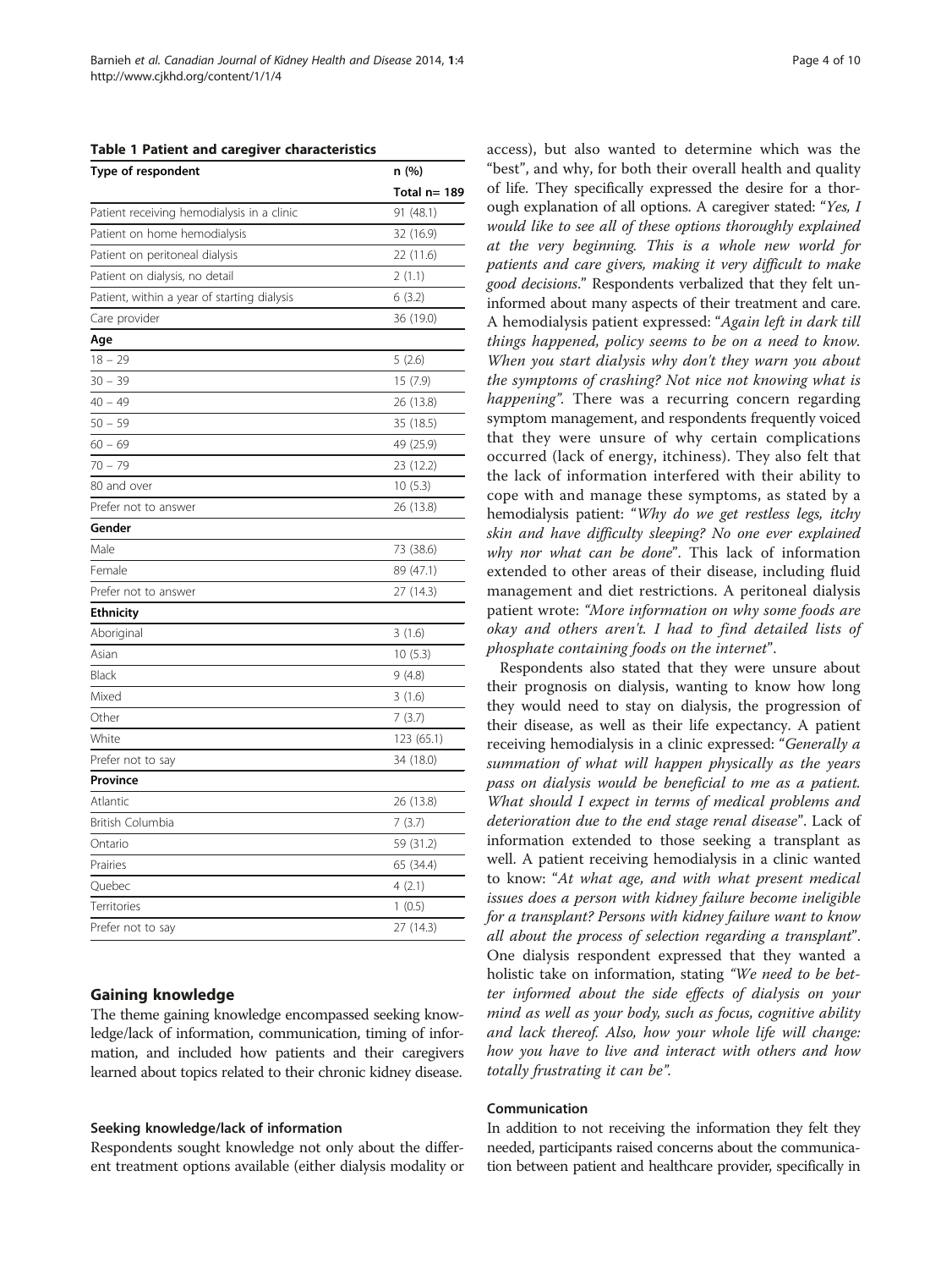**Table 1 Patient and caregiver characteristics**

| Type of respondent | n (%) |
|---|---|
| | Total n= 189 |
| Patient receiving hemodialysis in a clinic | 91 (48.1) |
| Patient on home hemodialysis | 32 (16.9) |
| Patient on peritoneal dialysis | 22 (11.6) |
| Patient on dialysis, no detail | 2 (1.1) |
| Patient, within a year of starting dialysis | 6 (3.2) |
| Care provider | 36 (19.0) |
| **Age** | |
| 18 – 29 | 5 (2.6) |
| 30 – 39 | 15 (7.9) |
| 40 – 49 | 26 (13.8) |
| 50 – 59 | 35 (18.5) |
| 60 – 69 | 49 (25.9) |
| 70 – 79 | 23 (12.2) |
| 80 and over | 10 (5.3) |
| Prefer not to answer | 26 (13.8) |
| **Gender** | |
| Male | 73 (38.6) |
| Female | 89 (47.1) |
| Prefer not to answer | 27 (14.3) |
| **Ethnicity** | |
| Aboriginal | 3 (1.6) |
| Asian | 10 (5.3) |
| Black | 9 (4.8) |
| Mixed | 3 (1.6) |
| Other | 7 (3.7) |
| White | 123 (65.1) |
| Prefer not to say | 34 (18.0) |
| **Province** | |
| Atlantic | 26 (13.8) |
| British Columbia | 7 (3.7) |
| Ontario | 59 (31.2) |
| Prairies | 65 (34.4) |
| Quebec | 4 (2.1) |
| Territories | 1 (0.5) |
| Prefer not to say | 27 (14.3) |

## Gaining knowledge

The theme gaining knowledge encompassed seeking knowledge/lack of information, communication, timing of information, and included how patients and their caregivers learned about topics related to their chronic kidney disease.

### Seeking knowledge/lack of information

Respondents sought knowledge not only about the different treatment options available (either dialysis modality or access), but also wanted to determine which was the "best", and why, for both their overall health and quality of life. They specifically expressed the desire for a thorough explanation of all options. A caregiver stated: "*Yes, I would like to see all of these options thoroughly explained at the very beginning. This is a whole new world for patients and care givers, making it very difficult to make good decisions*." Respondents verbalized that they felt uninformed about many aspects of their treatment and care. A hemodialysis patient expressed: "*Again left in dark till things happened, policy seems to be on a need to know. When you start dialysis why don't they warn you about the symptoms of crashing? Not nice not knowing what is happening*". There was a recurring concern regarding symptom management, and respondents frequently voiced that they were unsure of why certain complications occurred (lack of energy, itchiness). They also felt that the lack of information interfered with their ability to cope with and manage these symptoms, as stated by a hemodialysis patient: "*Why do we get restless legs, itchy skin and have difficulty sleeping? No one ever explained why nor what can be done*". This lack of information extended to other areas of their disease, including fluid management and diet restrictions. A peritoneal dialysis patient wrote: *"More information on why some foods are okay and others aren't. I had to find detailed lists of phosphate containing foods on the internet*".

Respondents also stated that they were unsure about their prognosis on dialysis, wanting to know how long they would need to stay on dialysis, the progression of their disease, as well as their life expectancy. A patient receiving hemodialysis in a clinic expressed: "*Generally a summation of what will happen physically as the years pass on dialysis would be beneficial to me as a patient. What should I expect in terms of medical problems and deterioration due to the end stage renal disease*". Lack of information extended to those seeking a transplant as well. A patient receiving hemodialysis in a clinic wanted to know: "*At what age, and with what present medical issues does a person with kidney failure become ineligible for a transplant? Persons with kidney failure want to know all about the process of selection regarding a transplant*". One dialysis respondent expressed that they wanted a holistic take on information, stating *"We need to be better informed about the side effects of dialysis on your mind as well as your body, such as focus, cognitive ability and lack thereof. Also, how your whole life will change: how you have to live and interact with others and how totally frustrating it can be"*.

### Communication

In addition to not receiving the information they felt they needed, participants raised concerns about the communication between patient and healthcare provider, specifically in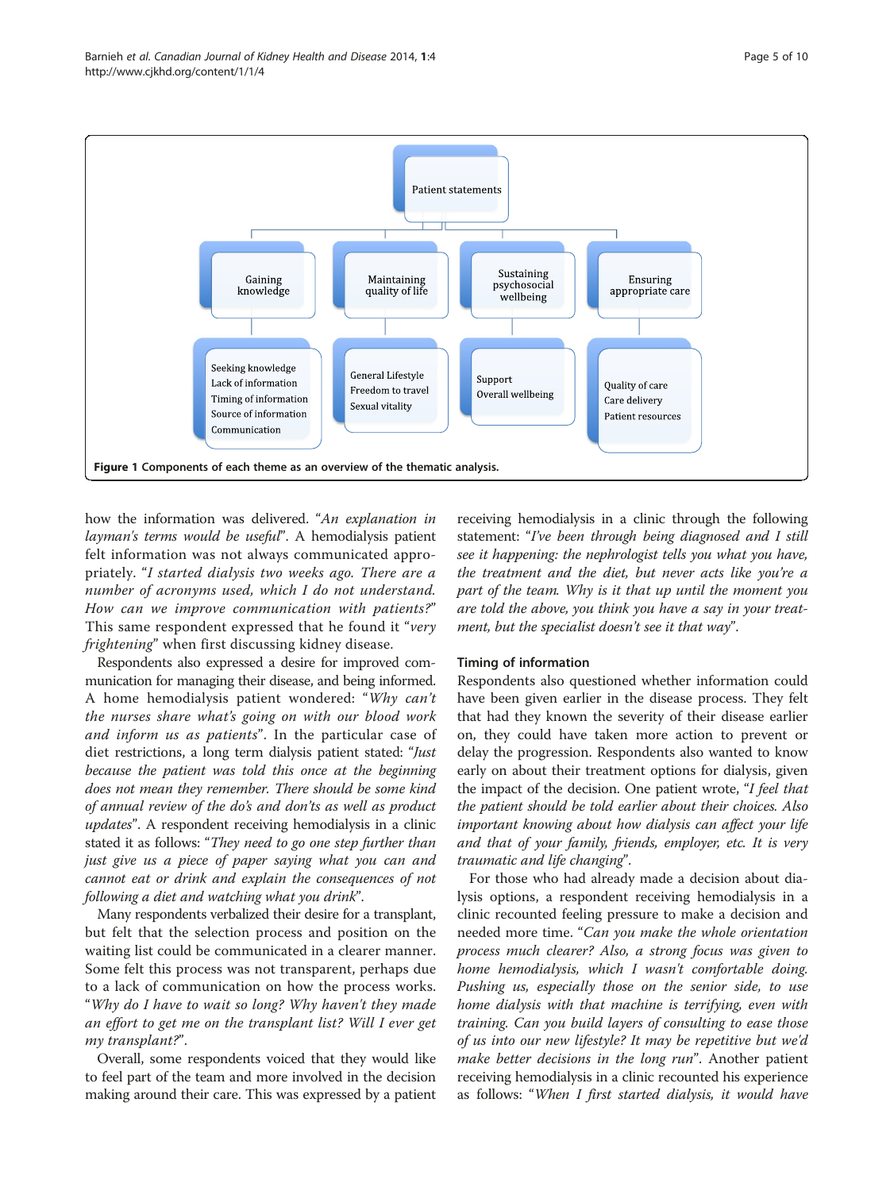Patient statements

Gaining knowledge

Maintaining quality of life

Sustaining psychosocial wellbeing

Ensuring appropriate care

Seeking knowledge
Lack of information
Timing of information
Source of information
Communication

General Lifestyle
Freedom to travel
Sexual vitality

Support
Overall wellbeing

Quality of care
Care delivery
Patient resources

**Figure 1 Components of each theme as an overview of the thematic analysis.**

how the information was delivered. "*An explanation in layman's terms would be useful*". A hemodialysis patient felt information was not always communicated appropriately. "*I started dialysis two weeks ago. There are a number of acronyms used, which I do not understand. How can we improve communication with patients?*" This same respondent expressed that he found it "*very frightening*" when first discussing kidney disease.

Respondents also expressed a desire for improved communication for managing their disease, and being informed. A home hemodialysis patient wondered: "*Why can't the nurses share what's going on with our blood work and inform us as patients*". In the particular case of diet restrictions, a long term dialysis patient stated: "*Just because the patient was told this once at the beginning does not mean they remember. There should be some kind of annual review of the do's and don'ts as well as product updates*". A respondent receiving hemodialysis in a clinic stated it as follows: "*They need to go one step further than just give us a piece of paper saying what you can and cannot eat or drink and explain the consequences of not following a diet and watching what you drink*".

Many respondents verbalized their desire for a transplant, but felt that the selection process and position on the waiting list could be communicated in a clearer manner. Some felt this process was not transparent, perhaps due to a lack of communication on how the process works. "*Why do I have to wait so long? Why haven't they made an effort to get me on the transplant list? Will I ever get my transplant?*".

Overall, some respondents voiced that they would like to feel part of the team and more involved in the decision making around their care. This was expressed by a patient receiving hemodialysis in a clinic through the following statement: "*I've been through being diagnosed and I still see it happening: the nephrologist tells you what you have, the treatment and the diet, but never acts like you're a part of the team. Why is it that up until the moment you are told the above, you think you have a say in your treatment, but the specialist doesn't see it that way*".

### Timing of information

Respondents also questioned whether information could have been given earlier in the disease process. They felt that had they known the severity of their disease earlier on, they could have taken more action to prevent or delay the progression. Respondents also wanted to know early on about their treatment options for dialysis, given the impact of the decision. One patient wrote, "*I feel that the patient should be told earlier about their choices. Also important knowing about how dialysis can affect your life and that of your family, friends, employer, etc. It is very traumatic and life changing*".

For those who had already made a decision about dialysis options, a respondent receiving hemodialysis in a clinic recounted feeling pressure to make a decision and needed more time. "*Can you make the whole orientation process much clearer? Also, a strong focus was given to home hemodialysis, which I wasn't comfortable doing. Pushing us, especially those on the senior side, to use home dialysis with that machine is terrifying, even with training. Can you build layers of consulting to ease those of us into our new lifestyle? It may be repetitive but we'd make better decisions in the long run*". Another patient receiving hemodialysis in a clinic recounted his experience as follows: "*When I first started dialysis, it would have*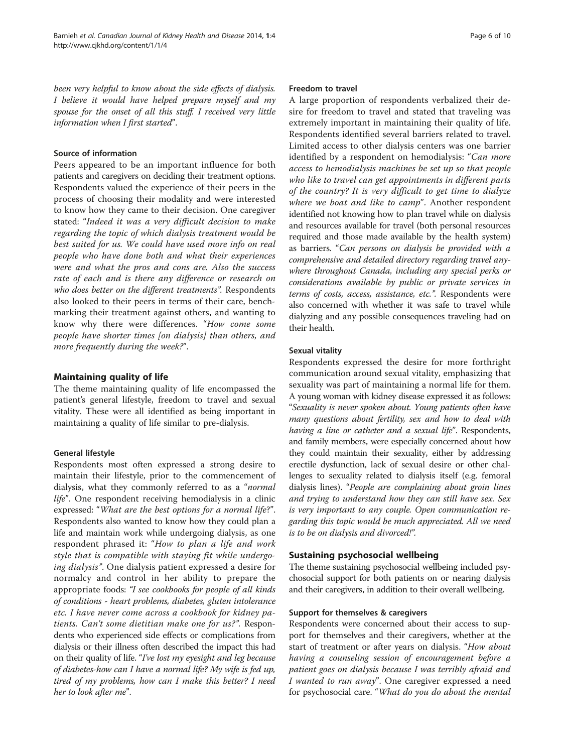been very helpful to know about the side effects of dialysis. I believe it would have helped prepare myself and my spouse for the onset of all this stuff. I received very little information when I first started*".

#### Source of information

Peers appeared to be an important influence for both patients and caregivers on deciding their treatment options. Respondents valued the experience of their peers in the process of choosing their modality and were interested to know how they came to their decision. One caregiver stated: "*Indeed it was a very difficult decision to make regarding the topic of which dialysis treatment would be best suited for us. We could have used more info on real people who have done both and what their experiences were and what the pros and cons are. Also the success rate of each and is there any difference or research on who does better on the different treatments*". Respondents also looked to their peers in terms of their care, benchmarking their treatment against others, and wanting to know why there were differences. "*How come some people have shorter times [on dialysis] than others, and more frequently during the week?*".

### Maintaining quality of life

The theme maintaining quality of life encompassed the patient's general lifestyle, freedom to travel and sexual vitality. These were all identified as being important in maintaining a quality of life similar to pre-dialysis.

#### General lifestyle

Respondents most often expressed a strong desire to maintain their lifestyle, prior to the commencement of dialysis, what they commonly referred to as a "*normal life*". One respondent receiving hemodialysis in a clinic expressed: "*What are the best options for a normal life*?". Respondents also wanted to know how they could plan a life and maintain work while undergoing dialysis, as one respondent phrased it: "*How to plan a life and work style that is compatible with staying fit while undergoing dialysis*". One dialysis patient expressed a desire for normalcy and control in her ability to prepare the appropriate foods: *"I see cookbooks for people of all kinds of conditions - heart problems, diabetes, gluten intolerance etc. I have never come across a cookbook for kidney patients. Can't some dietitian make one for us?"*. Respondents who experienced side effects or complications from dialysis or their illness often described the impact this had on their quality of life. "*I've lost my eyesight and leg because of diabetes-how can I have a normal life? My wife is fed up, tired of my problems, how can I make this better? I need her to look after me*".

#### Freedom to travel

A large proportion of respondents verbalized their desire for freedom to travel and stated that traveling was extremely important in maintaining their quality of life. Respondents identified several barriers related to travel. Limited access to other dialysis centers was one barrier identified by a respondent on hemodialysis: "*Can more access to hemodialysis machines be set up so that people who like to travel can get appointments in different parts of the country? It is very difficult to get time to dialyze where we boat and like to camp*". Another respondent identified not knowing how to plan travel while on dialysis and resources available for travel (both personal resources required and those made available by the health system) as barriers. "*Can persons on dialysis be provided with a comprehensive and detailed directory regarding travel anywhere throughout Canada, including any special perks or considerations available by public or private services in terms of costs, access, assistance, etc.*". Respondents were also concerned with whether it was safe to travel while dialyzing and any possible consequences traveling had on their health.

#### Sexual vitality

Respondents expressed the desire for more forthright communication around sexual vitality, emphasizing that sexuality was part of maintaining a normal life for them. A young woman with kidney disease expressed it as follows: "*Sexuality is never spoken about. Young patients often have many questions about fertility, sex and how to deal with having a line or catheter and a sexual life*". Respondents, and family members, were especially concerned about how they could maintain their sexuality, either by addressing erectile dysfunction, lack of sexual desire or other challenges to sexuality related to dialysis itself (e.g. femoral dialysis lines). "*People are complaining about groin lines and trying to understand how they can still have sex. Sex is very important to any couple. Open communication regarding this topic would be much appreciated. All we need is to be on dialysis and divorced!*".

### Sustaining psychosocial wellbeing

The theme sustaining psychosocial wellbeing included psychosocial support for both patients on or nearing dialysis and their caregivers, in addition to their overall wellbeing.

#### Support for themselves & caregivers

Respondents were concerned about their access to support for themselves and their caregivers, whether at the start of treatment or after years on dialysis. "*How about having a counseling session of encouragement before a patient goes on dialysis because I was terribly afraid and I wanted to run away*". One caregiver expressed a need for psychosocial care. "*What do you do about the mental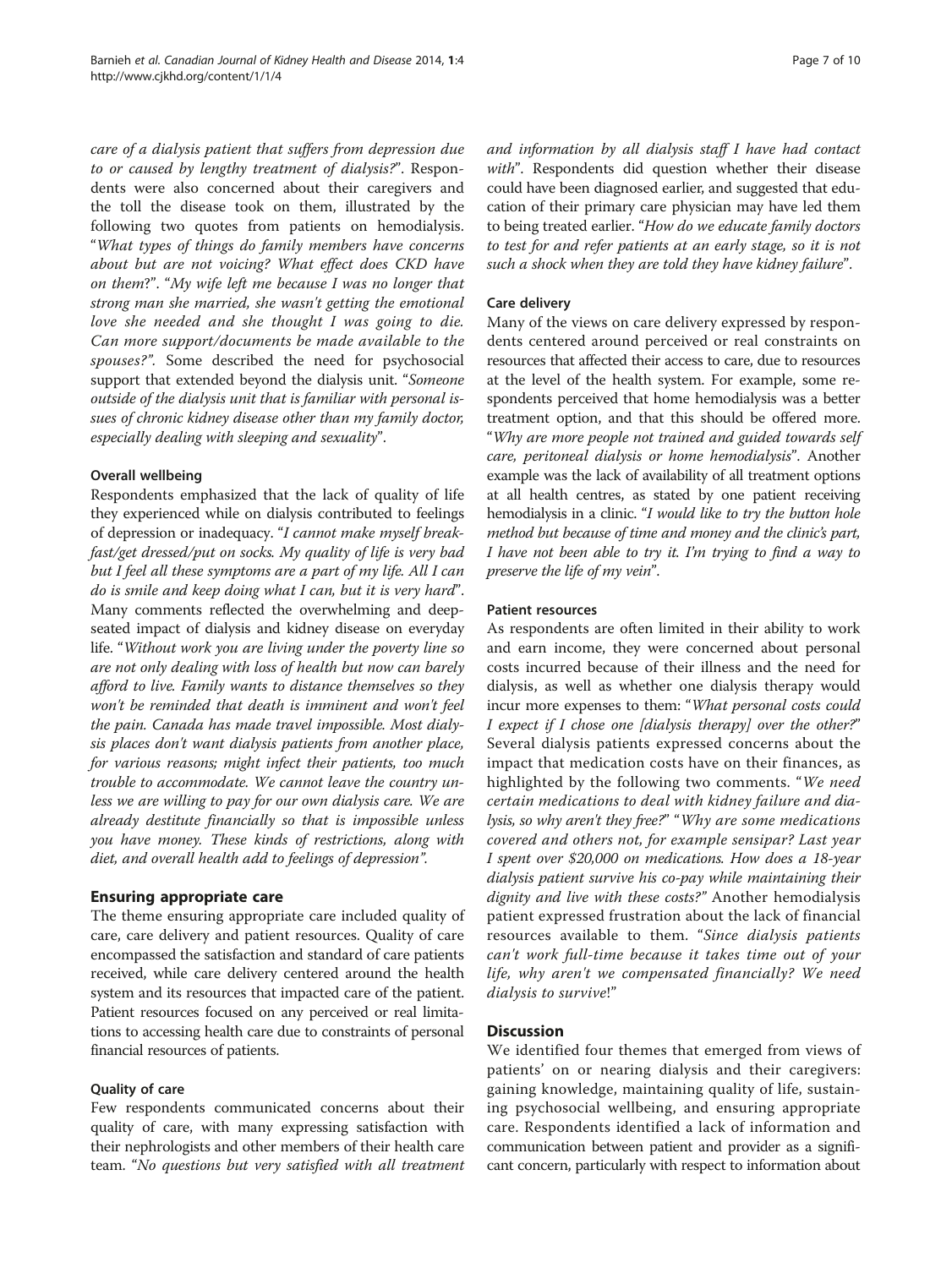*care of a dialysis patient that suffers from depression due to or caused by lengthy treatment of dialysis?*". Respondents were also concerned about their caregivers and the toll the disease took on them, illustrated by the following two quotes from patients on hemodialysis. "*What types of things do family members have concerns about but are not voicing? What effect does CKD have on them*?". "*My wife left me because I was no longer that strong man she married, she wasn't getting the emotional love she needed and she thought I was going to die. Can more support/documents be made available to the spouses?*". Some described the need for psychosocial support that extended beyond the dialysis unit. "*Someone outside of the dialysis unit that is familiar with personal issues of chronic kidney disease other than my family doctor, especially dealing with sleeping and sexuality*".

#### Overall wellbeing

Respondents emphasized that the lack of quality of life they experienced while on dialysis contributed to feelings of depression or inadequacy. "*I cannot make myself breakfast/get dressed/put on socks. My quality of life is very bad but I feel all these symptoms are a part of my life. All I can do is smile and keep doing what I can, but it is very hard*". Many comments reflected the overwhelming and deep-seated impact of dialysis and kidney disease on everyday life. "*Without work you are living under the poverty line so are not only dealing with loss of health but now can barely afford to live. Family wants to distance themselves so they won't be reminded that death is imminent and won't feel the pain. Canada has made travel impossible. Most dialysis places don't want dialysis patients from another place, for various reasons; might infect their patients, too much trouble to accommodate. We cannot leave the country unless we are willing to pay for our own dialysis care. We are already destitute financially so that is impossible unless you have money. These kinds of restrictions, along with diet, and overall health add to feelings of depression*".

### Ensuring appropriate care

The theme ensuring appropriate care included quality of care, care delivery and patient resources. Quality of care encompassed the satisfaction and standard of care patients received, while care delivery centered around the health system and its resources that impacted care of the patient. Patient resources focused on any perceived or real limitations to accessing health care due to constraints of personal financial resources of patients.

#### Quality of care

Few respondents communicated concerns about their quality of care, with many expressing satisfaction with their nephrologists and other members of their health care team. "*No questions but very satisfied with all treatment and information by all dialysis staff I have had contact with*". Respondents did question whether their disease could have been diagnosed earlier, and suggested that education of their primary care physician may have led them to being treated earlier. "*How do we educate family doctors to test for and refer patients at an early stage, so it is not such a shock when they are told they have kidney failure*".

#### Care delivery

Many of the views on care delivery expressed by respondents centered around perceived or real constraints on resources that affected their access to care, due to resources at the level of the health system. For example, some respondents perceived that home hemodialysis was a better treatment option, and that this should be offered more. "*Why are more people not trained and guided towards self care, peritoneal dialysis or home hemodialysis*". Another example was the lack of availability of all treatment options at all health centres, as stated by one patient receiving hemodialysis in a clinic. "*I would like to try the button hole method but because of time and money and the clinic's part, I have not been able to try it. I'm trying to find a way to preserve the life of my vein*".

#### Patient resources

As respondents are often limited in their ability to work and earn income, they were concerned about personal costs incurred because of their illness and the need for dialysis, as well as whether one dialysis therapy would incur more expenses to them: "*What personal costs could I expect if I chose one [dialysis therapy] over the other?*" Several dialysis patients expressed concerns about the impact that medication costs have on their finances, as highlighted by the following two comments. "*We need certain medications to deal with kidney failure and dialysis, so why aren't they free?*" "*Why are some medications covered and others not, for example sensipar? Last year I spent over $20,000 on medications. How does a 18-year dialysis patient survive his co-pay while maintaining their dignity and live with these costs?*" Another hemodialysis patient expressed frustration about the lack of financial resources available to them. "*Since dialysis patients can't work full-time because it takes time out of your life, why aren't we compensated financially? We need dialysis to survive*!"

## Discussion

We identified four themes that emerged from views of patients' on or nearing dialysis and their caregivers: gaining knowledge, maintaining quality of life, sustaining psychosocial wellbeing, and ensuring appropriate care. Respondents identified a lack of information and communication between patient and provider as a significant concern, particularly with respect to information about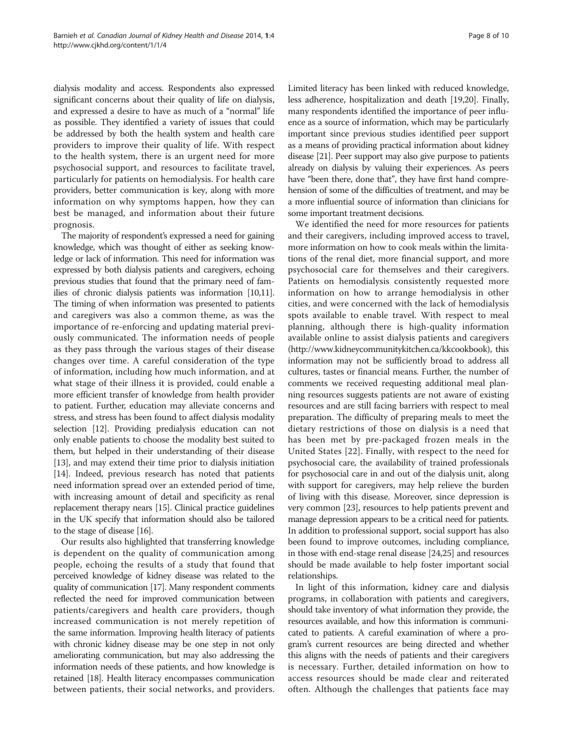dialysis modality and access. Respondents also expressed significant concerns about their quality of life on dialysis, and expressed a desire to have as much of a "normal" life as possible. They identified a variety of issues that could be addressed by both the health system and health care providers to improve their quality of life. With respect to the health system, there is an urgent need for more psychosocial support, and resources to facilitate travel, particularly for patients on hemodialysis. For health care providers, better communication is key, along with more information on why symptoms happen, how they can best be managed, and information about their future prognosis.

The majority of respondent's expressed a need for gaining knowledge, which was thought of either as seeking knowledge or lack of information. This need for information was expressed by both dialysis patients and caregivers, echoing previous studies that found that the primary need of families of chronic dialysis patients was information [10,11]. The timing of when information was presented to patients and caregivers was also a common theme, as was the importance of re-enforcing and updating material previously communicated. The information needs of people as they pass through the various stages of their disease changes over time. A careful consideration of the type of information, including how much information, and at what stage of their illness it is provided, could enable a more efficient transfer of knowledge from health provider to patient. Further, education may alleviate concerns and stress, and stress has been found to affect dialysis modality selection [12]. Providing predialysis education can not only enable patients to choose the modality best suited to them, but helped in their understanding of their disease [13], and may extend their time prior to dialysis initiation [14]. Indeed, previous research has noted that patients need information spread over an extended period of time, with increasing amount of detail and specificity as renal replacement therapy nears [15]. Clinical practice guidelines in the UK specify that information should also be tailored to the stage of disease [16].

Our results also highlighted that transferring knowledge is dependent on the quality of communication among people, echoing the results of a study that found that perceived knowledge of kidney disease was related to the quality of communication [17]. Many respondent comments reflected the need for improved communication between patients/caregivers and health care providers, though increased communication is not merely repetition of the same information. Improving health literacy of patients with chronic kidney disease may be one step in not only ameliorating communication, but may also addressing the information needs of these patients, and how knowledge is retained [18]. Health literacy encompasses communication between patients, their social networks, and providers. Limited literacy has been linked with reduced knowledge, less adherence, hospitalization and death [19,20]. Finally, many respondents identified the importance of peer influence as a source of information, which may be particularly important since previous studies identified peer support as a means of providing practical information about kidney disease [21]. Peer support may also give purpose to patients already on dialysis by valuing their experiences. As peers have "been there, done that", they have first hand comprehension of some of the difficulties of treatment, and may be a more influential source of information than clinicians for some important treatment decisions.

We identified the need for more resources for patients and their caregivers, including improved access to travel, more information on how to cook meals within the limitations of the renal diet, more financial support, and more psychosocial care for themselves and their caregivers. Patients on hemodialysis consistently requested more information on how to arrange hemodialysis in other cities, and were concerned with the lack of hemodialysis spots available to enable travel. With respect to meal planning, although there is high-quality information available online to assist dialysis patients and caregivers (http://www.kidneycommunitykitchen.ca/kkcookbook), this information may not be sufficiently broad to address all cultures, tastes or financial means. Further, the number of comments we received requesting additional meal planning resources suggests patients are not aware of existing resources and are still facing barriers with respect to meal preparation. The difficulty of preparing meals to meet the dietary restrictions of those on dialysis is a need that has been met by pre-packaged frozen meals in the United States [22]. Finally, with respect to the need for psychosocial care, the availability of trained professionals for psychosocial care in and out of the dialysis unit, along with support for caregivers, may help relieve the burden of living with this disease. Moreover, since depression is very common [23], resources to help patients prevent and manage depression appears to be a critical need for patients. In addition to professional support, social support has also been found to improve outcomes, including compliance, in those with end-stage renal disease [24,25] and resources should be made available to help foster important social relationships.

In light of this information, kidney care and dialysis programs, in collaboration with patients and caregivers, should take inventory of what information they provide, the resources available, and how this information is communicated to patients. A careful examination of where a program's current resources are being directed and whether this aligns with the needs of patients and their caregivers is necessary. Further, detailed information on how to access resources should be made clear and reiterated often. Although the challenges that patients face may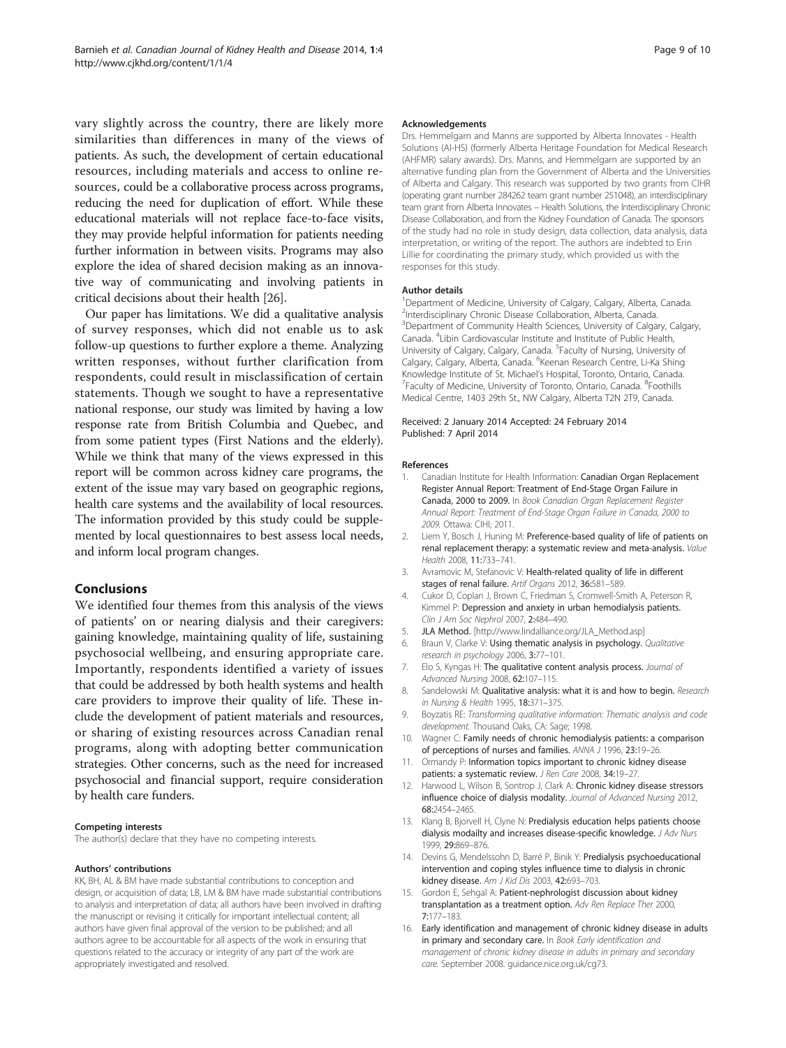vary slightly across the country, there are likely more similarities than differences in many of the views of patients. As such, the development of certain educational resources, including materials and access to online resources, could be a collaborative process across programs, reducing the need for duplication of effort. While these educational materials will not replace face-to-face visits, they may provide helpful information for patients needing further information in between visits. Programs may also explore the idea of shared decision making as an innovative way of communicating and involving patients in critical decisions about their health [26].

Our paper has limitations. We did a qualitative analysis of survey responses, which did not enable us to ask follow-up questions to further explore a theme. Analyzing written responses, without further clarification from respondents, could result in misclassification of certain statements. Though we sought to have a representative national response, our study was limited by having a low response rate from British Columbia and Quebec, and from some patient types (First Nations and the elderly). While we think that many of the views expressed in this report will be common across kidney care programs, the extent of the issue may vary based on geographic regions, health care systems and the availability of local resources. The information provided by this study could be supplemented by local questionnaires to best assess local needs, and inform local program changes.

## Conclusions

We identified four themes from this analysis of the views of patients' on or nearing dialysis and their caregivers: gaining knowledge, maintaining quality of life, sustaining psychosocial wellbeing, and ensuring appropriate care. Importantly, respondents identified a variety of issues that could be addressed by both health systems and health care providers to improve their quality of life. These include the development of patient materials and resources, or sharing of existing resources across Canadian renal programs, along with adopting better communication strategies. Other concerns, such as the need for increased psychosocial and financial support, require consideration by health care funders.

#### Competing interests

The author(s) declare that they have no competing interests.

#### Authors' contributions

KK, BH, AL & BM have made substantial contributions to conception and design, or acquisition of data; LB, LM & BM have made substantial contributions to analysis and interpretation of data; all authors have been involved in drafting the manuscript or revising it critically for important intellectual content; all authors have given final approval of the version to be published; and all authors agree to be accountable for all aspects of the work in ensuring that questions related to the accuracy or integrity of any part of the work are appropriately investigated and resolved.

#### Acknowledgements

Drs. Hemmelgarn and Manns are supported by Alberta Innovates - Health Solutions (AI-HS) (formerly Alberta Heritage Foundation for Medical Research (AHFMR) salary awards). Drs. Manns, and Hemmelgarn are supported by an alternative funding plan from the Government of Alberta and the Universities of Alberta and Calgary. This research was supported by two grants from CIHR (operating grant number 284262 team grant number 251048), an interdisciplinary team grant from Alberta Innovates – Health Solutions, the Interdisciplinary Chronic Disease Collaboration, and from the Kidney Foundation of Canada. The sponsors of the study had no role in study design, data collection, data analysis, data interpretation, or writing of the report. The authors are indebted to Erin Lillie for coordinating the primary study, which provided us with the responses for this study.

#### Author details

[1]Department of Medicine, University of Calgary, Calgary, Alberta, Canada. [2]Interdisciplinary Chronic Disease Collaboration, Alberta, Canada. [3]Department of Community Health Sciences, University of Calgary, Calgary, Canada. [4]Libin Cardiovascular Institute and Institute of Public Health, University of Calgary, Calgary, Canada. [5]Faculty of Nursing, University of Calgary, Calgary, Alberta, Canada. [6]Keenan Research Centre, Li-Ka Shing Knowledge Institute of St. Michael's Hospital, Toronto, Ontario, Canada. [7]Faculty of Medicine, University of Toronto, Ontario, Canada. [8]Foothills Medical Centre, 1403 29th St., NW Calgary, Alberta T2N 2T9, Canada.

Received: 2 January 2014 Accepted: 24 February 2014
Published: 7 April 2014

#### References

1. Canadian Institute for Health Information: **Canadian Organ Replacement Register Annual Report: Treatment of End-Stage Organ Failure in Canada, 2000 to 2009.** In *Book Canadian Organ Replacement Register Annual Report: Treatment of End-Stage Organ Failure in Canada, 2000 to 2009.* Ottawa: CIHI; 2011.
2. Liem Y, Bosch J, Huning M: **Preference-based quality of life of patients on renal replacement therapy: a systematic review and meta-analysis.** *Value Health* 2008, **11:**733–741.
3. Avramovic M, Stefanovic V: **Health-related quality of life in different stages of renal failure.** *Artif Organs* 2012, **36:**581–589.
4. Cukor D, Coplan J, Brown C, Friedman S, Cromwell-Smith A, Peterson R, Kimmel P: **Depression and anxiety in urban hemodialysis patients.** *Clin J Am Soc Nephrol* 2007, **2:**484–490.
5. **JLA Method.** [http://www.lindalliance.org/JLA_Method.asp]
6. Braun V, Clarke V: **Using thematic analysis in psychology.** *Qualitative research in psychology* 2006, **3:**77–101.
7. Elo S, Kyngas H: **The qualitative content analysis process.** *Journal of Advanced Nursing* 2008, **62:**107–115.
8. Sandelowski M: **Qualitative analysis: what it is and how to begin.** *Research in Nursing & Health* 1995, **18:**371–375.
9. Boyzatis RE: *Transforming qualitative information: Thematic analysis and code development.* Thousand Oaks, CA: Sage; 1998.
10. Wagner C: **Family needs of chronic hemodialysis patients: a comparison of perceptions of nurses and families.** *ANNA J* 1996, **23:**19–26.
11. Ormandy P: **Information topics important to chronic kidney disease patients: a systematic review.** *J Ren Care* 2008, **34:**19–27.
12. Harwood L, Wilson B, Sontrop J, Clark A: **Chronic kidney disease stressors influence choice of dialysis modality.** *Journal of Advanced Nursing* 2012, **68:**2454–2465.
13. Klang B, Bjorvell H, Clyne N: **Predialysis education helps patients choose dialysis modaility and increases disease-specific knowledge.** *J Adv Nurs* 1999, **29:**869–876.
14. Devins G, Mendelssohn D, Barré P, Binik Y: **Predialysis psychoeducational intervention and coping styles influence time to dialysis in chronic kidney disease.** *Am J Kid Dis* 2003, **42:**693–703.
15. Gordon E, Sehgal A: **Patient-nephrologist discussion about kidney transplantation as a treatment option.** *Adv Ren Replace Ther* 2000, **7:**177–183.
16. **Early identification and management of chronic kidney disease in adults in primary and secondary care.** In *Book Early identification and management of chronic kidney disease in adults in primary and secondary care.* September 2008. guidance.nice.org.uk/cg73.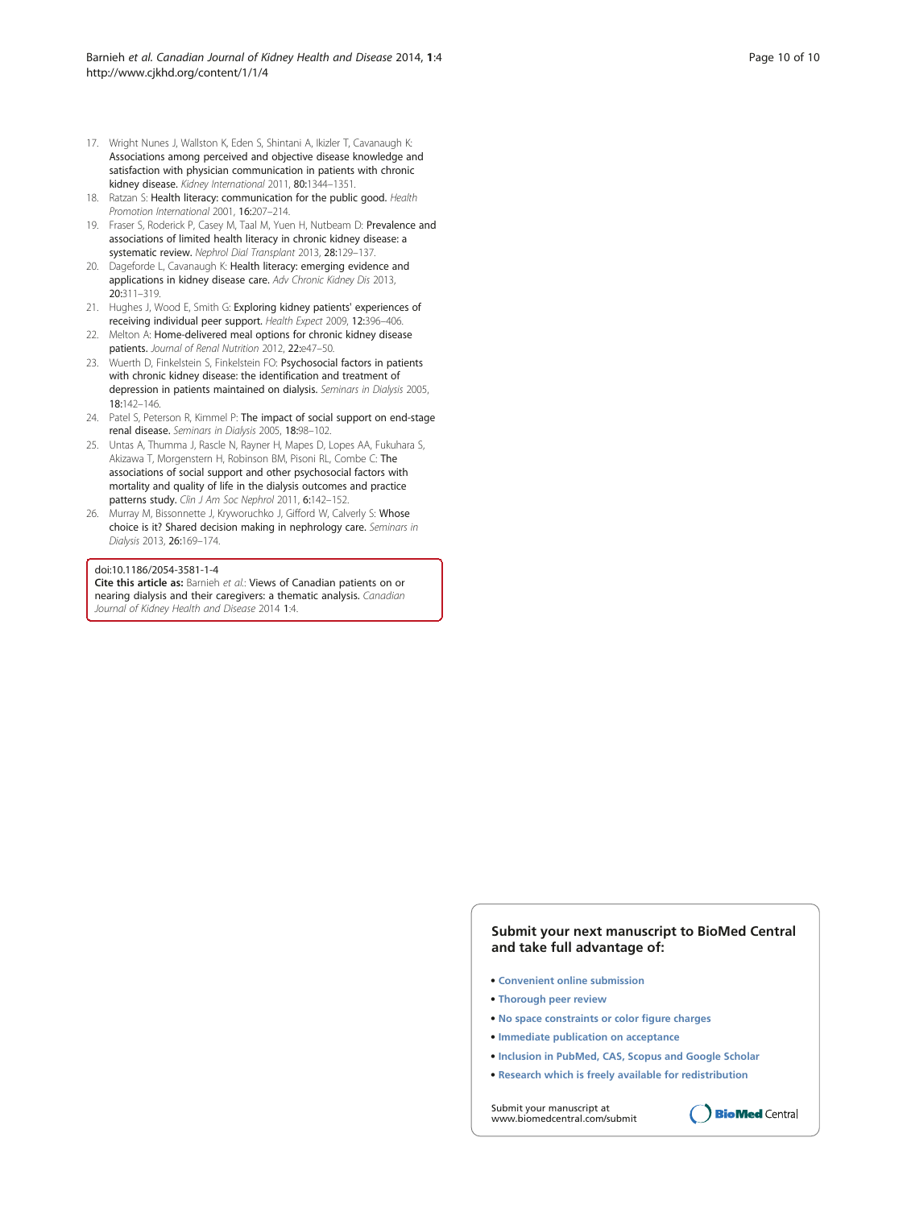17. Wright Nunes J, Wallston K, Eden S, Shintani A, Ikizler T, Cavanaugh K: **Associations among perceived and objective disease knowledge and satisfaction with physician communication in patients with chronic kidney disease.** *Kidney International* 2011, **80:**1344–1351.
18. Ratzan S: **Health literacy: communication for the public good.** *Health Promotion International* 2001, **16:**207–214.
19. Fraser S, Roderick P, Casey M, Taal M, Yuen H, Nutbeam D: **Prevalence and associations of limited health literacy in chronic kidney disease: a systematic review.** *Nephrol Dial Transplant* 2013, **28:**129–137.
20. Dageforde L, Cavanaugh K: **Health literacy: emerging evidence and applications in kidney disease care.** *Adv Chronic Kidney Dis* 2013, **20:**311–319.
21. Hughes J, Wood E, Smith G: **Exploring kidney patients' experiences of receiving individual peer support.** *Health Expect* 2009, **12:**396–406.
22. Melton A: **Home-delivered meal options for chronic kidney disease patients.** *Journal of Renal Nutrition* 2012, **22:**e47–50.
23. Wuerth D, Finkelstein S, Finkelstein FO: **Psychosocial factors in patients with chronic kidney disease: the identification and treatment of depression in patients maintained on dialysis.** *Seminars in Dialysis* 2005, **18:**142–146.
24. Patel S, Peterson R, Kimmel P: **The impact of social support on end-stage renal disease.** *Seminars in Dialysis* 2005, **18:**98–102.
25. Untas A, Thumma J, Rascle N, Rayner H, Mapes D, Lopes AA, Fukuhara S, Akizawa T, Morgenstern H, Robinson BM, Pisoni RL, Combe C: **The associations of social support and other psychosocial factors with mortality and quality of life in the dialysis outcomes and practice patterns study.** *Clin J Am Soc Nephrol* 2011, **6:**142–152.
26. Murray M, Bissonnette J, Kryworuchko J, Gifford W, Calverly S: **Whose choice is it? Shared decision making in nephrology care.** *Seminars in Dialysis* 2013, **26:**169–174.

doi:10.1186/2054-3581-1-4

**Cite this article as:** Barnieh *et al.*: Views of Canadian patients on or nearing dialysis and their caregivers: a thematic analysis. *Canadian Journal of Kidney Health and Disease* 2014 **1**:4.

**Submit your next manuscript to BioMed Central and take full advantage of:**

- **Convenient online submission**
- **Thorough peer review**
- **No space constraints or color figure charges**
- **Immediate publication on acceptance**
- **Inclusion in PubMed, CAS, Scopus and Google Scholar**
- **Research which is freely available for redistribution**

Submit your manuscript at
www.biomedcentral.com/submit

**BioMed** Central